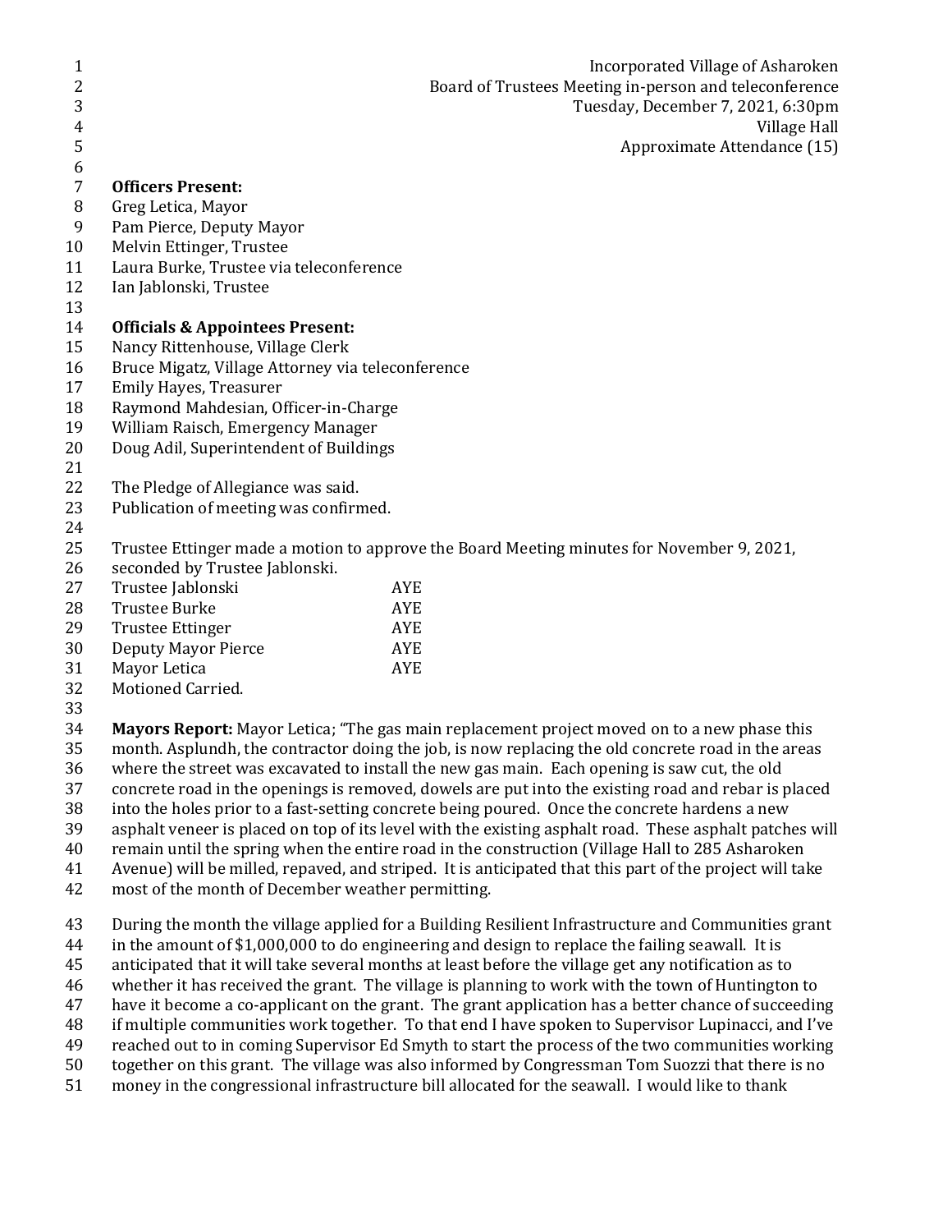Incorporated Village of Asharoken
Board of Trustees Meeting in-person and teleconference
Tuesday, December 7, 2021, 6:30pm
Village Hall
Approximate Attendance (15)

**Officers Present:**
Greg Letica, Mayor
Pam Pierce, Deputy Mayor
Melvin Ettinger, Trustee
Laura Burke, Trustee via teleconference
Ian Jablonski, Trustee

**Officials & Appointees Present:**
Nancy Rittenhouse, Village Clerk
Bruce Migatz, Village Attorney via teleconference
Emily Hayes, Treasurer
Raymond Mahdesian, Officer-in-Charge
William Raisch, Emergency Manager
Doug Adil, Superintendent of Buildings

The Pledge of Allegiance was said.
Publication of meeting was confirmed.

Trustee Ettinger made a motion to approve the Board Meeting minutes for November 9, 2021, seconded by Trustee Jablonski.

| | |
|---|---|
| Trustee Jablonski | AYE |
| Trustee Burke | AYE |
| Trustee Ettinger | AYE |
| Deputy Mayor Pierce | AYE |
| Mayor Letica | AYE |

Motioned Carried.

**Mayors Report:** Mayor Letica; "The gas main replacement project moved on to a new phase this month. Asplundh, the contractor doing the job, is now replacing the old concrete road in the areas where the street was excavated to install the new gas main. Each opening is saw cut, the old concrete road in the openings is removed, dowels are put into the existing road and rebar is placed into the holes prior to a fast-setting concrete being poured. Once the concrete hardens a new asphalt veneer is placed on top of its level with the existing asphalt road. These asphalt patches will remain until the spring when the entire road in the construction (Village Hall to 285 Asharoken Avenue) will be milled, repaved, and striped. It is anticipated that this part of the project will take most of the month of December weather permitting.

During the month the village applied for a Building Resilient Infrastructure and Communities grant in the amount of $1,000,000 to do engineering and design to replace the failing seawall. It is anticipated that it will take several months at least before the village get any notification as to whether it has received the grant. The village is planning to work with the town of Huntington to have it become a co-applicant on the grant. The grant application has a better chance of succeeding if multiple communities work together. To that end I have spoken to Supervisor Lupinacci, and I've reached out to in coming Supervisor Ed Smyth to start the process of the two communities working together on this grant. The village was also informed by Congressman Tom Suozzi that there is no money in the congressional infrastructure bill allocated for the seawall. I would like to thank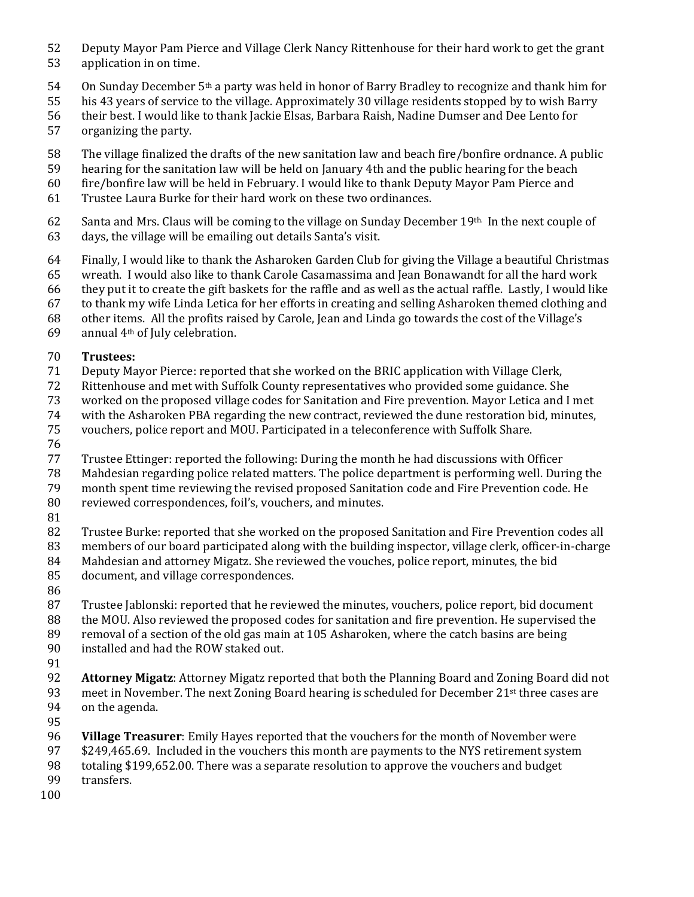Deputy Mayor Pam Pierce and Village Clerk Nancy Rittenhouse for their hard work to get the grant application in on time.

On Sunday December 5th a party was held in honor of Barry Bradley to recognize and thank him for his 43 years of service to the village. Approximately 30 village residents stopped by to wish Barry their best. I would like to thank Jackie Elsas, Barbara Raish, Nadine Dumser and Dee Lento for organizing the party.

The village finalized the drafts of the new sanitation law and beach fire/bonfire ordnance. A public hearing for the sanitation law will be held on January 4th and the public hearing for the beach fire/bonfire law will be held in February. I would like to thank Deputy Mayor Pam Pierce and Trustee Laura Burke for their hard work on these two ordinances.

Santa and Mrs. Claus will be coming to the village on Sunday December 19th. In the next couple of days, the village will be emailing out details Santa's visit.

Finally, I would like to thank the Asharoken Garden Club for giving the Village a beautiful Christmas wreath. I would also like to thank Carole Casamassima and Jean Bonawandt for all the hard work they put it to create the gift baskets for the raffle and as well as the actual raffle. Lastly, I would like to thank my wife Linda Letica for her efforts in creating and selling Asharoken themed clothing and other items. All the profits raised by Carole, Jean and Linda go towards the cost of the Village's annual 4th of July celebration.

**Trustees:**

Deputy Mayor Pierce: reported that she worked on the BRIC application with Village Clerk, Rittenhouse and met with Suffolk County representatives who provided some guidance. She worked on the proposed village codes for Sanitation and Fire prevention. Mayor Letica and I met with the Asharoken PBA regarding the new contract, reviewed the dune restoration bid, minutes, vouchers, police report and MOU. Participated in a teleconference with Suffolk Share.

Trustee Ettinger: reported the following: During the month he had discussions with Officer Mahdesian regarding police related matters. The police department is performing well. During the month spent time reviewing the revised proposed Sanitation code and Fire Prevention code. He reviewed correspondences, foil's, vouchers, and minutes.

Trustee Burke: reported that she worked on the proposed Sanitation and Fire Prevention codes all members of our board participated along with the building inspector, village clerk, officer-in-charge Mahdesian and attorney Migatz. She reviewed the vouches, police report, minutes, the bid document, and village correspondences.

Trustee Jablonski: reported that he reviewed the minutes, vouchers, police report, bid document the MOU. Also reviewed the proposed codes for sanitation and fire prevention. He supervised the removal of a section of the old gas main at 105 Asharoken, where the catch basins are being installed and had the ROW staked out.

**Attorney Migatz**: Attorney Migatz reported that both the Planning Board and Zoning Board did not meet in November. The next Zoning Board hearing is scheduled for December 21st three cases are on the agenda.

**Village Treasurer**: Emily Hayes reported that the vouchers for the month of November were $249,465.69. Included in the vouchers this month are payments to the NYS retirement system totaling $199,652.00. There was a separate resolution to approve the vouchers and budget transfers.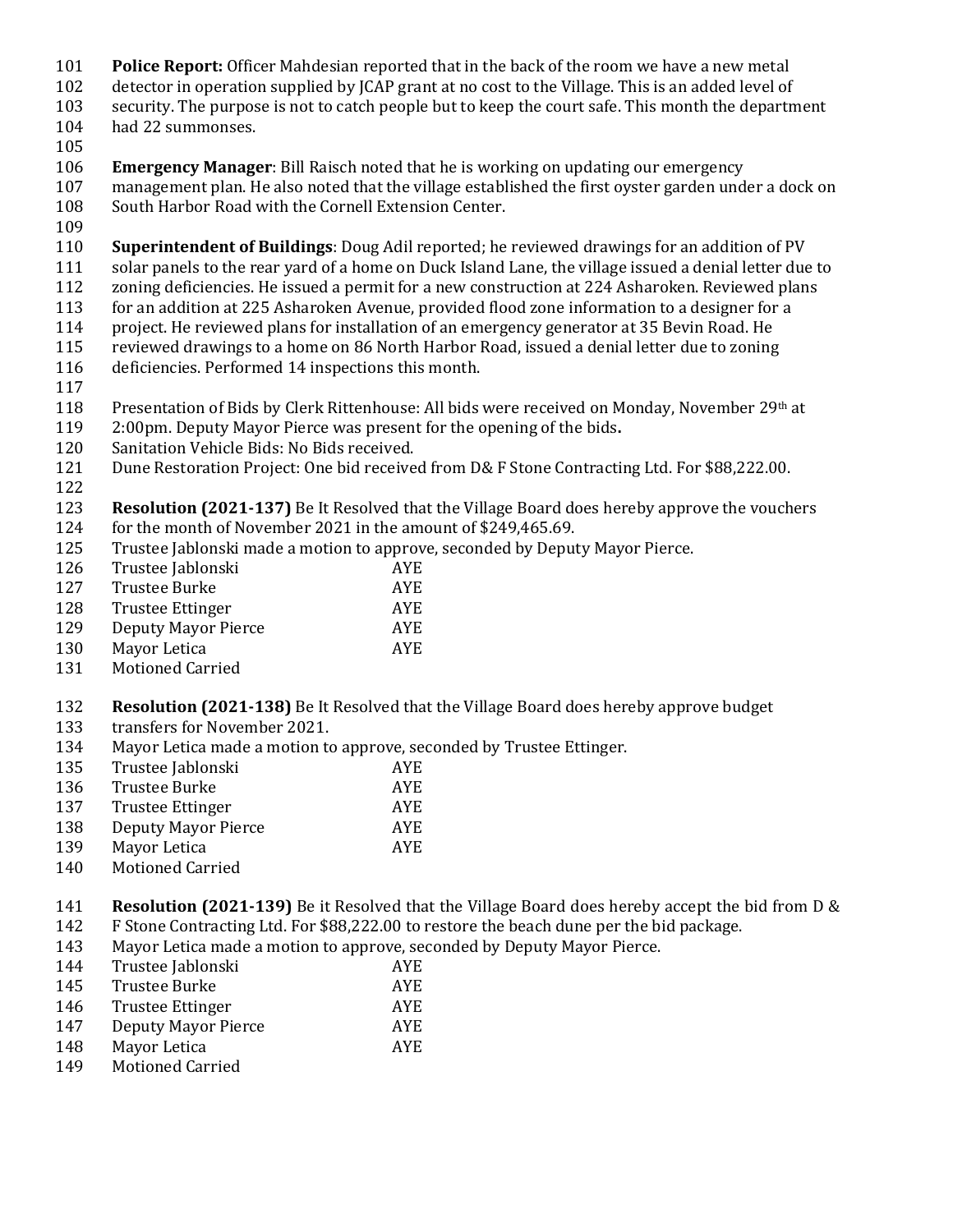**Police Report:** Officer Mahdesian reported that in the back of the room we have a new metal detector in operation supplied by JCAP grant at no cost to the Village. This is an added level of security. The purpose is not to catch people but to keep the court safe. This month the department had 22 summonses.

**Emergency Manager**: Bill Raisch noted that he is working on updating our emergency management plan. He also noted that the village established the first oyster garden under a dock on South Harbor Road with the Cornell Extension Center.

**Superintendent of Buildings**: Doug Adil reported; he reviewed drawings for an addition of PV solar panels to the rear yard of a home on Duck Island Lane, the village issued a denial letter due to zoning deficiencies. He issued a permit for a new construction at 224 Asharoken. Reviewed plans for an addition at 225 Asharoken Avenue, provided flood zone information to a designer for a project. He reviewed plans for installation of an emergency generator at 35 Bevin Road. He reviewed drawings to a home on 86 North Harbor Road, issued a denial letter due to zoning deficiencies. Performed 14 inspections this month.

Presentation of Bids by Clerk Rittenhouse: All bids were received on Monday, November 29th at 2:00pm. Deputy Mayor Pierce was present for the opening of the bids**.**
Sanitation Vehicle Bids: No Bids received.
Dune Restoration Project: One bid received from D& F Stone Contracting Ltd. For $88,222.00.

**Resolution (2021-137)** Be It Resolved that the Village Board does hereby approve the vouchers for the month of November 2021 in the amount of $249,465.69.
Trustee Jablonski made a motion to approve, seconded by Deputy Mayor Pierce.

| | |
|---|---|
| Trustee Jablonski | AYE |
| Trustee Burke | AYE |
| Trustee Ettinger | AYE |
| Deputy Mayor Pierce | AYE |
| Mayor Letica | AYE |

Motioned Carried

**Resolution (2021-138)** Be It Resolved that the Village Board does hereby approve budget transfers for November 2021.
Mayor Letica made a motion to approve, seconded by Trustee Ettinger.

| | |
|---|---|
| Trustee Jablonski | AYE |
| Trustee Burke | AYE |
| Trustee Ettinger | AYE |
| Deputy Mayor Pierce | AYE |
| Mayor Letica | AYE |

Motioned Carried

**Resolution (2021-139)** Be it Resolved that the Village Board does hereby accept the bid from D & F Stone Contracting Ltd. For $88,222.00 to restore the beach dune per the bid package.
Mayor Letica made a motion to approve, seconded by Deputy Mayor Pierce.

| | |
|---|---|
| Trustee Jablonski | AYE |
| Trustee Burke | AYE |
| Trustee Ettinger | AYE |
| Deputy Mayor Pierce | AYE |
| Mayor Letica | AYE |

Motioned Carried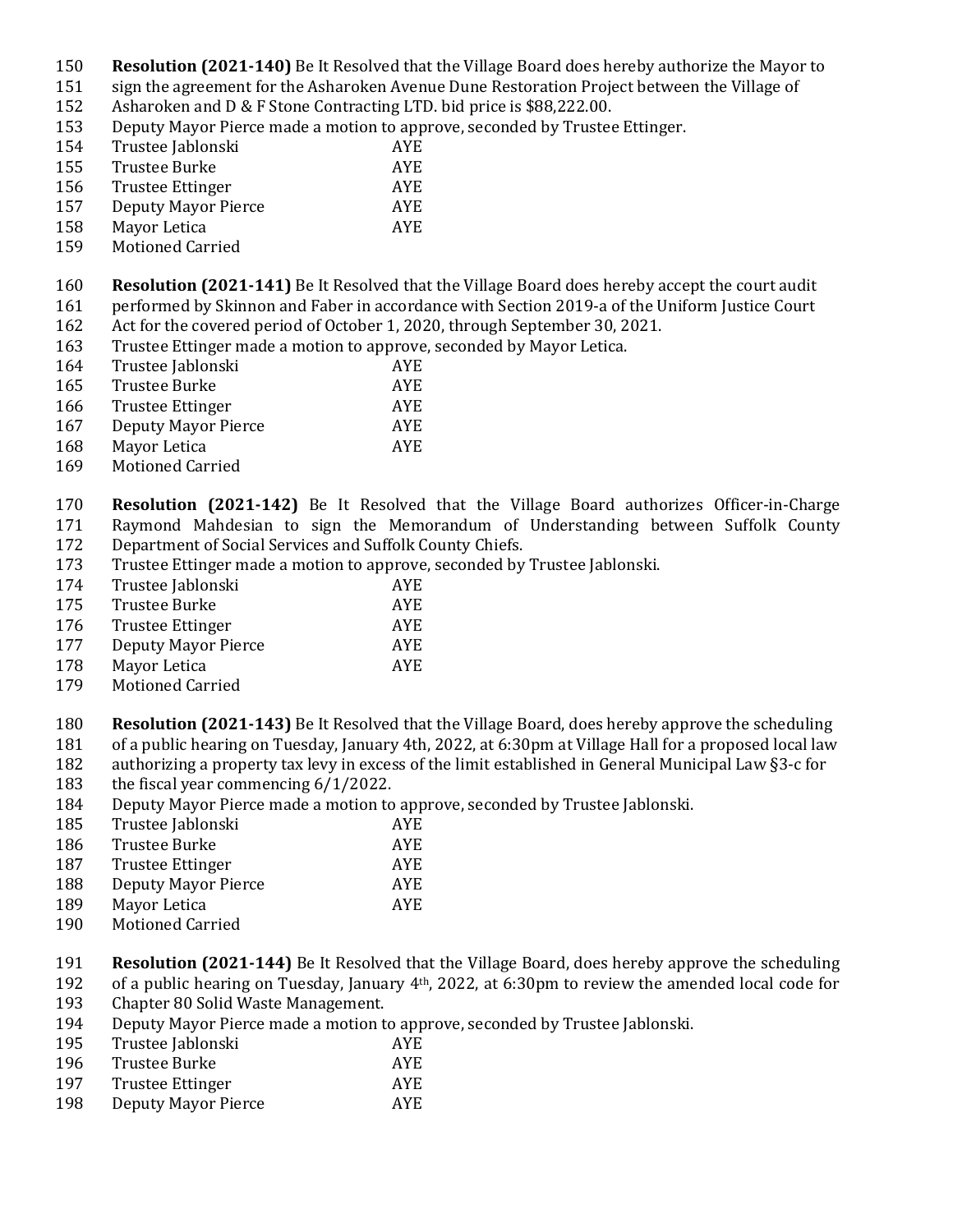**Resolution (2021-140)** Be It Resolved that the Village Board does hereby authorize the Mayor to sign the agreement for the Asharoken Avenue Dune Restoration Project between the Village of Asharoken and D & F Stone Contracting LTD. bid price is $88,222.00.
Deputy Mayor Pierce made a motion to approve, seconded by Trustee Ettinger.

| | |
|---|---|
| Trustee Jablonski | AYE |
| Trustee Burke | AYE |
| Trustee Ettinger | AYE |
| Deputy Mayor Pierce | AYE |
| Mayor Letica | AYE |

Motioned Carried

**Resolution (2021-141)** Be It Resolved that the Village Board does hereby accept the court audit performed by Skinnon and Faber in accordance with Section 2019-a of the Uniform Justice Court Act for the covered period of October 1, 2020, through September 30, 2021.
Trustee Ettinger made a motion to approve, seconded by Mayor Letica.

| | |
|---|---|
| Trustee Jablonski | AYE |
| Trustee Burke | AYE |
| Trustee Ettinger | AYE |
| Deputy Mayor Pierce | AYE |
| Mayor Letica | AYE |

Motioned Carried

**Resolution (2021-142)** Be It Resolved that the Village Board authorizes Officer-in-Charge Raymond Mahdesian to sign the Memorandum of Understanding between Suffolk County Department of Social Services and Suffolk County Chiefs.
Trustee Ettinger made a motion to approve, seconded by Trustee Jablonski.

| | |
|---|---|
| Trustee Jablonski | AYE |
| Trustee Burke | AYE |
| Trustee Ettinger | AYE |
| Deputy Mayor Pierce | AYE |
| Mayor Letica | AYE |

Motioned Carried

**Resolution (2021-143)** Be It Resolved that the Village Board, does hereby approve the scheduling of a public hearing on Tuesday, January 4th, 2022, at 6:30pm at Village Hall for a proposed local law authorizing a property tax levy in excess of the limit established in General Municipal Law §3-c for the fiscal year commencing 6/1/2022.
Deputy Mayor Pierce made a motion to approve, seconded by Trustee Jablonski.

| | |
|---|---|
| Trustee Jablonski | AYE |
| Trustee Burke | AYE |
| Trustee Ettinger | AYE |
| Deputy Mayor Pierce | AYE |
| Mayor Letica | AYE |

Motioned Carried

**Resolution (2021-144)** Be It Resolved that the Village Board, does hereby approve the scheduling of a public hearing on Tuesday, January 4th, 2022, at 6:30pm to review the amended local code for Chapter 80 Solid Waste Management.
Deputy Mayor Pierce made a motion to approve, seconded by Trustee Jablonski.

| | |
|---|---|
| Trustee Jablonski | AYE |
| Trustee Burke | AYE |
| Trustee Ettinger | AYE |
| Deputy Mayor Pierce | AYE |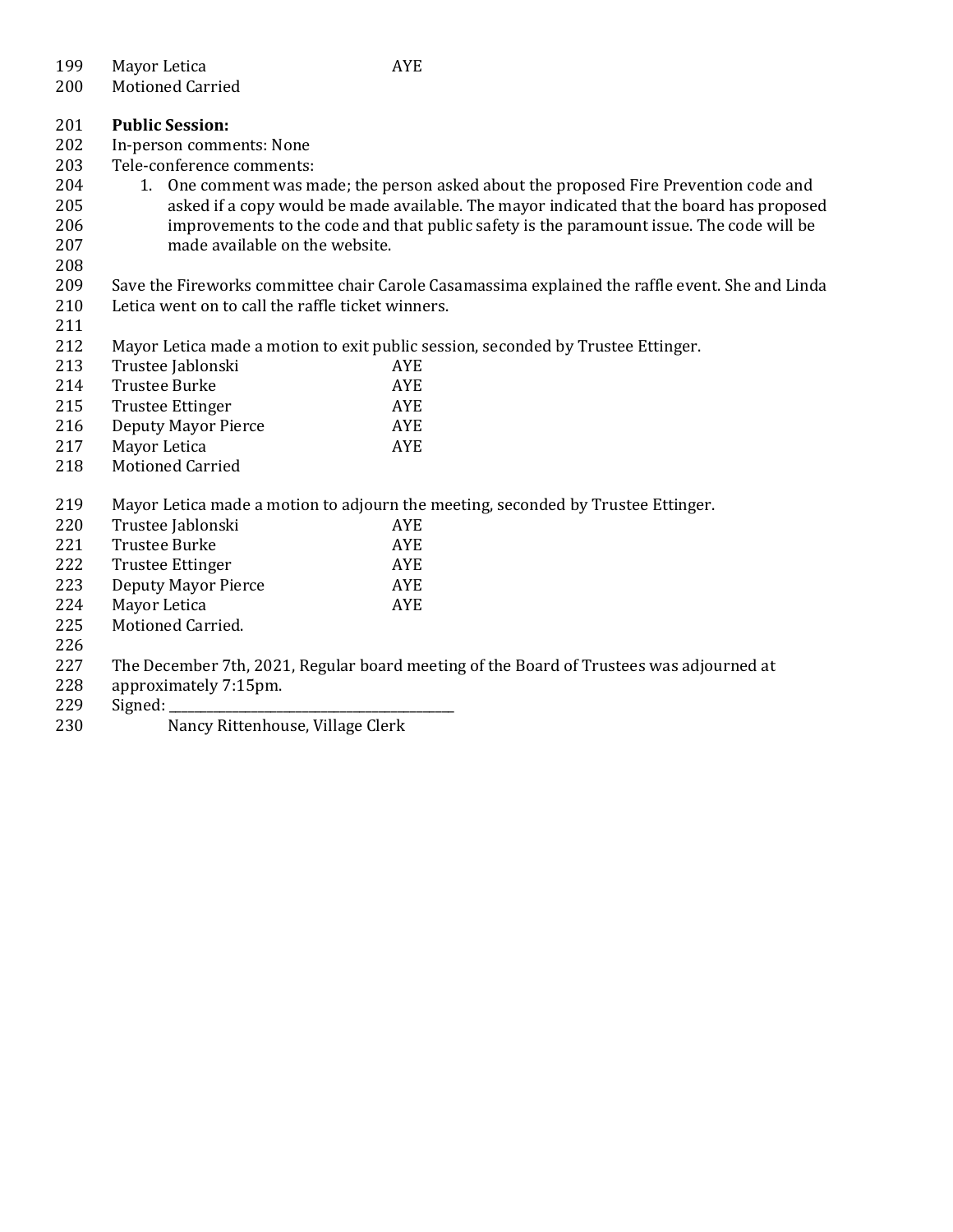Mayor Letica AYE
Motioned Carried

**Public Session:**

In-person comments: None

Tele-conference comments:

1. One comment was made; the person asked about the proposed Fire Prevention code and asked if a copy would be made available. The mayor indicated that the board has proposed improvements to the code and that public safety is the paramount issue. The code will be made available on the website.

Save the Fireworks committee chair Carole Casamassima explained the raffle event. She and Linda Letica went on to call the raffle ticket winners.

Mayor Letica made a motion to exit public session, seconded by Trustee Ettinger.

| | |
|---|---|
| Trustee Jablonski | AYE |
| Trustee Burke | AYE |
| Trustee Ettinger | AYE |
| Deputy Mayor Pierce | AYE |
| Mayor Letica | AYE |

Motioned Carried

Mayor Letica made a motion to adjourn the meeting, seconded by Trustee Ettinger.

| | |
|---|---|
| Trustee Jablonski | AYE |
| Trustee Burke | AYE |
| Trustee Ettinger | AYE |
| Deputy Mayor Pierce | AYE |
| Mayor Letica | AYE |

Motioned Carried.

The December 7th, 2021, Regular board meeting of the Board of Trustees was adjourned at approximately 7:15pm.

Signed: ___________________________________

Nancy Rittenhouse, Village Clerk